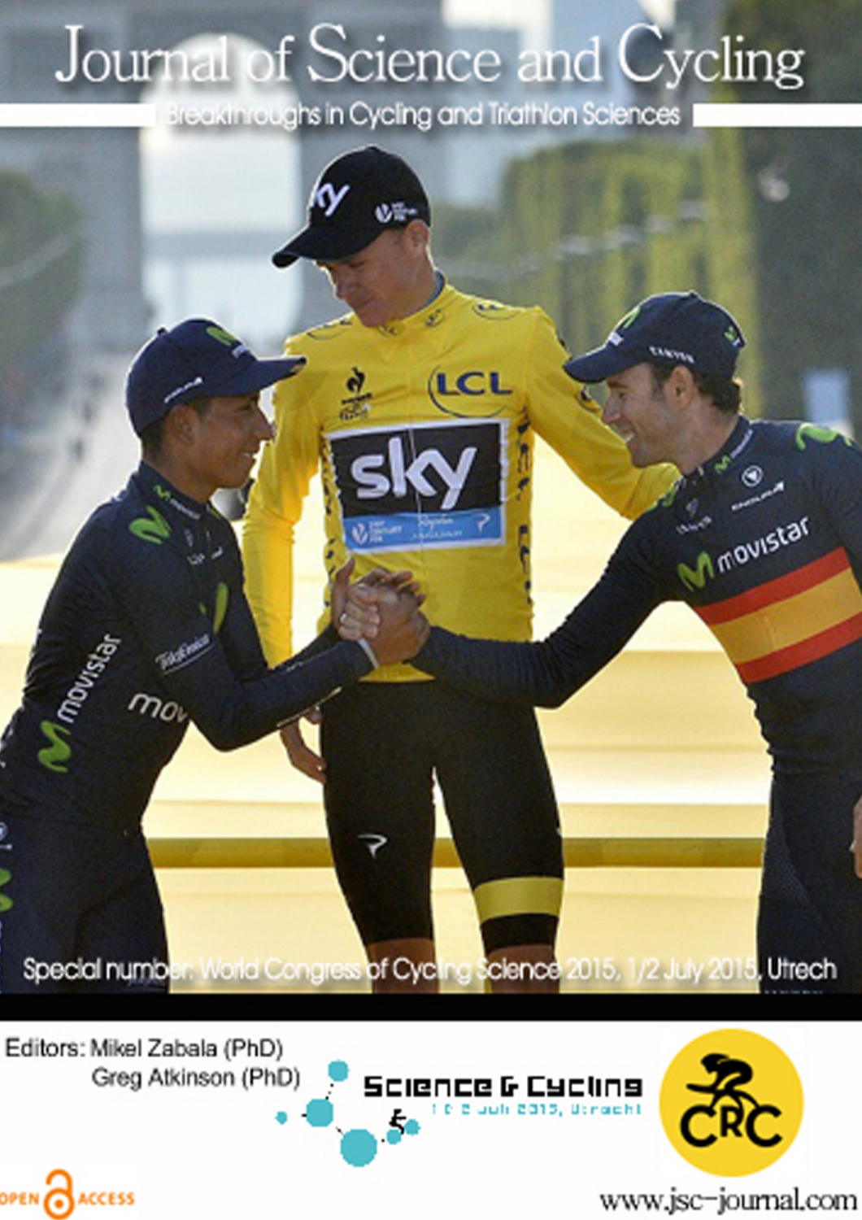# Journal of Science and Cycling

Breakthroughs in Cycling and Triathlon Sciences

Special number: World Congress of Cycling Science 2015, 1/2 July 2015, Utrech

Editors: Mikel Zabala (PhD)
Greg Atkinson (PhD)

Science & Cycling
1 & 2 juli 2015, Utrecht

CRC

OPEN ACCESS

www.jsc-journal.com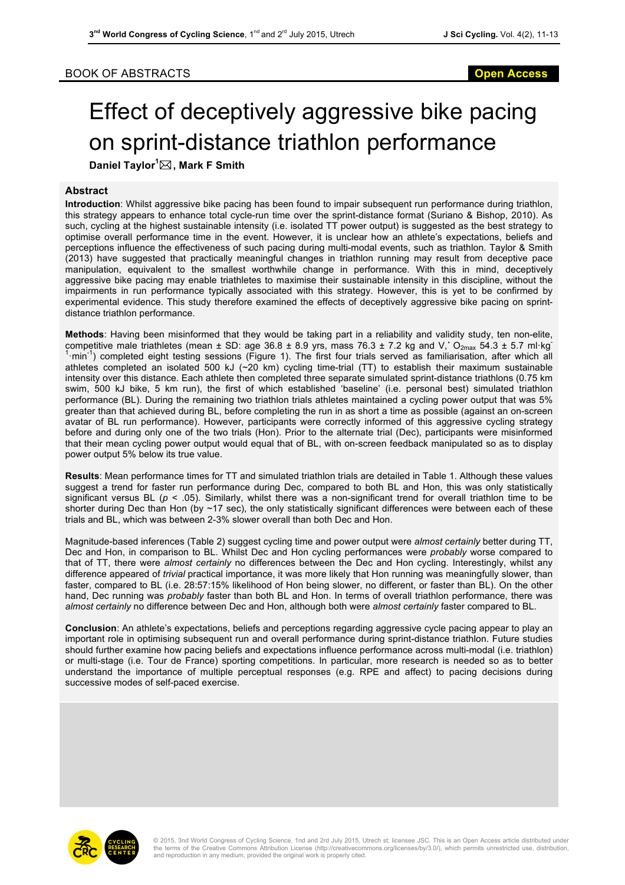BOOK OF ABSTRACTS

**Open Access**

# Effect of deceptively aggressive bike pacing on sprint-distance triathlon performance

**Daniel Taylor[1]✉, Mark F Smith**

## Abstract

**Introduction**: Whilst aggressive bike pacing has been found to impair subsequent run performance during triathlon, this strategy appears to enhance total cycle-run time over the sprint-distance format (Suriano & Bishop, 2010). As such, cycling at the highest sustainable intensity (i.e. isolated TT power output) is suggested as the best strategy to optimise overall performance time in the event. However, it is unclear how an athlete's expectations, beliefs and perceptions influence the effectiveness of such pacing during multi-modal events, such as triathlon. Taylor & Smith (2013) have suggested that practically meaningful changes in triathlon running may result from deceptive pace manipulation, equivalent to the smallest worthwhile change in performance. With this in mind, deceptively aggressive bike pacing may enable triathletes to maximise their sustainable intensity in this discipline, without the impairments in run performance typically associated with this strategy. However, this is yet to be confirmed by experimental evidence. This study therefore examined the effects of deceptively aggressive bike pacing on sprint-distance triathlon performance.

**Methods**: Having been misinformed that they would be taking part in a reliability and validity study, ten non-elite, competitive male triathletes (mean ± SD: age 36.8 ± 8.9 yrs, mass 76.3 ± 7.2 kg and $\dot{V}O_{2max}$ 54.3 ± 5.7 $ml \cdot kg^{-1} \cdot min^{-1}$) completed eight testing sessions (Figure 1). The first four trials served as familiarisation, after which all athletes completed an isolated 500 kJ (~20 km) cycling time-trial (TT) to establish their maximum sustainable intensity over this distance. Each athlete then completed three separate simulated sprint-distance triathlons (0.75 km swim, 500 kJ bike, 5 km run), the first of which established 'baseline' (i.e. personal best) simulated triathlon performance (BL). During the remaining two triathlon trials athletes maintained a cycling power output that was 5% greater than that achieved during BL, before completing the run in as short a time as possible (against an on-screen avatar of BL run performance). However, participants were correctly informed of this aggressive cycling strategy before and during only one of the two trials (Hon). Prior to the alternate trial (Dec), participants were misinformed that their mean cycling power output would equal that of BL, with on-screen feedback manipulated so as to display power output 5% below its true value.

**Results**: Mean performance times for TT and simulated triathlon trials are detailed in Table 1. Although these values suggest a trend for faster run performance during Dec, compared to both BL and Hon, this was only statistically significant versus BL ($p < .05$). Similarly, whilst there was a non-significant trend for overall triathlon time to be shorter during Dec than Hon (by ~17 sec), the only statistically significant differences were between each of these trials and BL, which was between 2-3% slower overall than both Dec and Hon.

Magnitude-based inferences (Table 2) suggest cycling time and power output were *almost certainly* better during TT, Dec and Hon, in comparison to BL. Whilst Dec and Hon cycling performances were *probably* worse compared to that of TT, there were *almost certainly* no differences between the Dec and Hon cycling. Interestingly, whilst any difference appeared of *trivial* practical importance, it was more likely that Hon running was meaningfully slower, than faster, compared to BL (i.e. 28:57:15% likelihood of Hon being slower, no different, or faster than BL). On the other hand, Dec running was *probably* faster than both BL and Hon. In terms of overall triathlon performance, there was *almost certainly* no difference between Dec and Hon, although both were *almost certainly* faster compared to BL.

**Conclusion**: An athlete's expectations, beliefs and perceptions regarding aggressive cycle pacing appear to play an important role in optimising subsequent run and overall performance during sprint-distance triathlon. Future studies should further examine how pacing beliefs and expectations influence performance across multi-modal (i.e. triathlon) or multi-stage (i.e. Tour de France) sporting competitions. In particular, more research is needed so as to better understand the importance of multiple perceptual responses (e.g. RPE and affect) to pacing decisions during successive modes of self-paced exercise.

© 2015, 3nd World Congress of Cycling Science, 1nd and 2nd July 2015, Utrech st; licensee JSC. This is an Open Access article distributed under the terms of the Creative Commons Attribution License (http://creativecommons.org/licenses/by/3.0/), which permits unrestricted use, distribution, and reproduction in any medium, provided the original work is properly cited.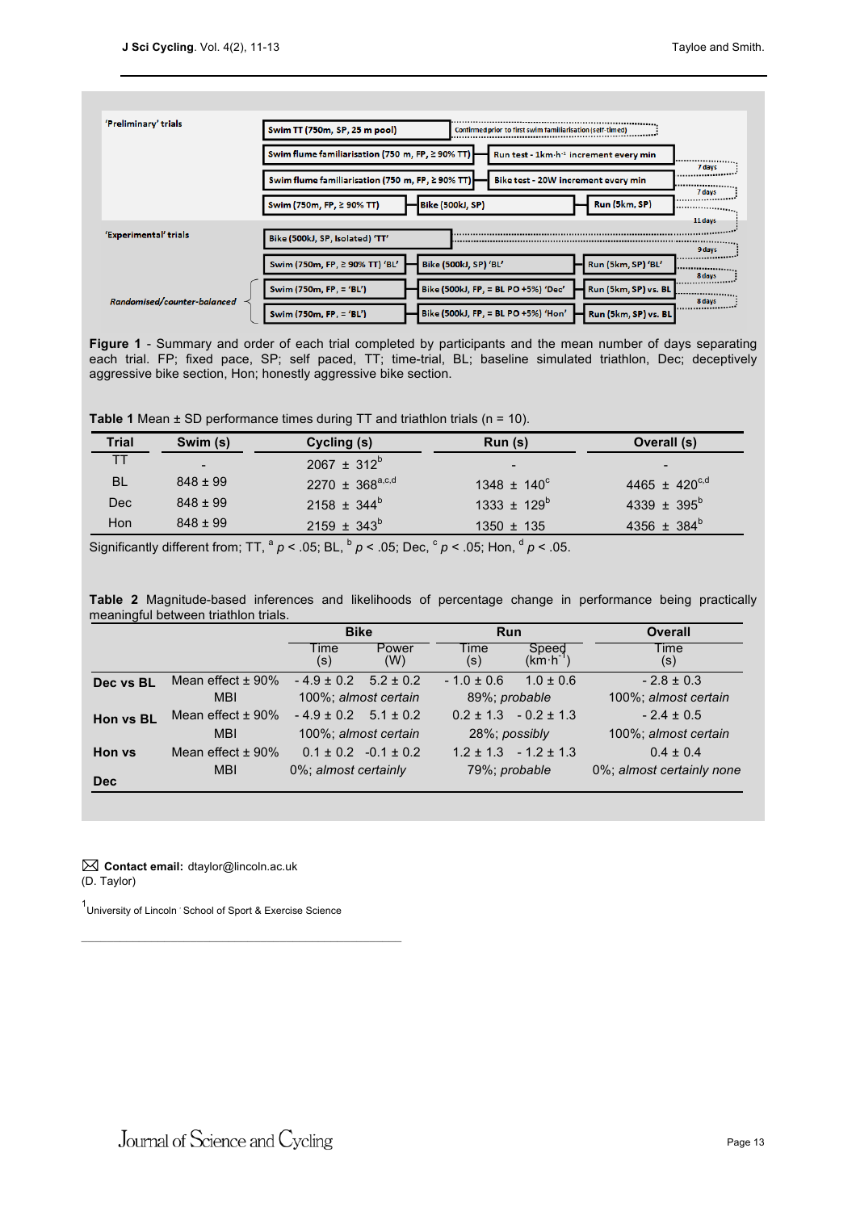'Preliminary' trials

Swim TT (750m, SP, 25 m pool)

Confirmed prior to first swim familiarisation (self-timed)

Swim flume familiarisation (750 m, FP, ≥ 90% TT)

Run test - 1km·h⁻¹ increment every min

Swim flume familiarisation (750 m, FP, ≥ 90% TT)

Bike test - 20W increment every min

7 days

7 days

Swim (750m, FP, ≥ 90% TT)

Bike (500kJ, SP)

Run (5km, SP)

11 days

'Experimental' trials

Bike (500kJ, SP, Isolated) 'TT'

9 days

Swim (750m, FP, ≥ 90% TT) 'BL'

Bike (500kJ, SP) 'BL'

Run (5km, SP) 'BL'

8 days

Randomised/counter-balanced

Swim (750m, FP, = 'BL')

Bike (500kJ, FP, = BL PO +5%) 'Dec'

Run (5km, SP) vs. BL

8 days

Swim (750m, FP, = 'BL')

Bike (500kJ, FP, = BL PO +5%) 'Hon'

Run (5km, SP) vs. BL

**Figure 1** - Summary and order of each trial completed by participants and the mean number of days separating each trial. FP; fixed pace, SP; self paced, TT; time-trial, BL; baseline simulated triathlon, Dec; deceptively aggressive bike section, Hon; honestly aggressive bike section.

**Table 1** Mean ± SD performance times during TT and triathlon trials (n = 10).

| Trial | Swim (s) | Cycling (s) | Run (s) | Overall (s) |
|---|---|---|---|---|
| TT | - | 2067 ± 312[b] | - | - |
| BL | 848 ± 99 | 2270 ± 368[a,c,d] | 1348 ± 140[c] | 4465 ± 420[c,d] |
| Dec | 848 ± 99 | 2158 ± 344[b] | 1333 ± 129[b] | 4339 ± 395[b] |
| Hon | 848 ± 99 | 2159 ± 343[b] | 1350 ± 135 | 4356 ± 384[b] |

Significantly different from; TT, [a] $p < .05$; BL, [b] $p < .05$; Dec, [c] $p < .05$; Hon, [d] $p < .05$.

**Table 2** Magnitude-based inferences and likelihoods of percentage change in performance being practically meaningful between triathlon trials.

| | | Bike | | Run | | Overall |
|---|---|---|---|---|---|---|
| | | Time (s) | Power (W) | Time (s) | Speed ($km{\cdot}h^{-1}$) | Time (s) |
| **Dec vs BL** | Mean effect ± 90% | - 4.9 ± 0.2 | 5.2 ± 0.2 | - 1.0 ± 0.6 | 1.0 ± 0.6 | - 2.8 ± 0.3 |
| | MBI | 100%; *almost certain* | | 89%; *probable* | | 100%; *almost certain* |
| **Hon vs BL** | Mean effect ± 90% | - 4.9 ± 0.2 | 5.1 ± 0.2 | 0.2 ± 1.3 | - 0.2 ± 1.3 | - 2.4 ± 0.5 |
| | MBI | 100%; *almost certain* | | 28%; *possibly* | | 100%; *almost certain* |
| **Hon vs Dec** | Mean effect ± 90% | 0.1 ± 0.2 | -0.1 ± 0.2 | 1.2 ± 1.3 | - 1.2 ± 1.3 | 0.4 ± 0.4 |
| | MBI | 0%; *almost certainly* | | 79%; *probable* | | 0%; *almost certainly none* |

✉ **Contact email:** dtaylor@lincoln.ac.uk
(D. Taylor)

[1]University of Lincoln · School of Sport & Exercise Science